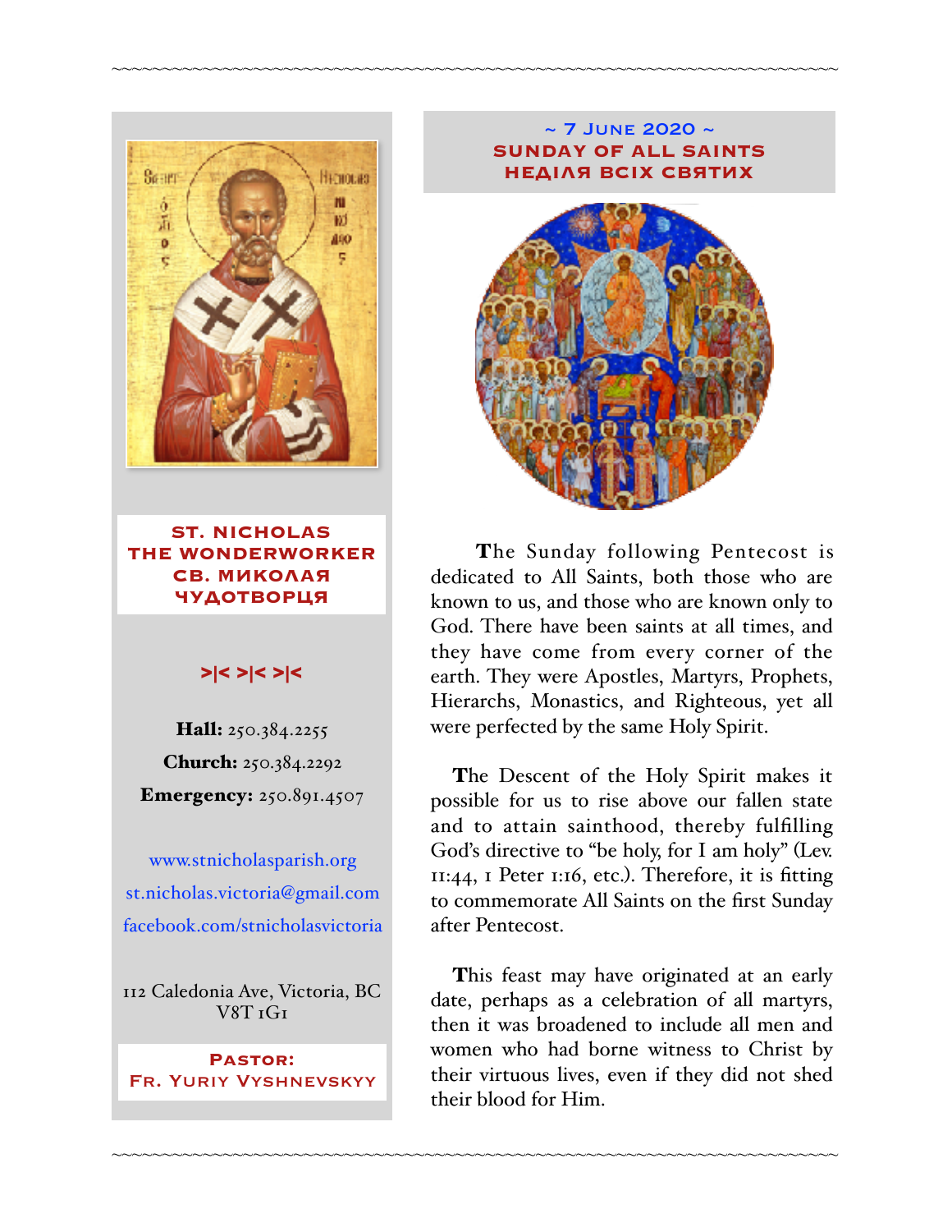**ST. NICHOLAS THE WONDERWORKER**
**СВ. МИКОЛАЯ ЧУДОТВОРЦЯ**

>|< >|< >|<

**Hall:** 250.384.2255

**Church:** 250.384.2292

**Emergency:** 250.891.4507

www.stnicholasparish.org

st.nicholas.victoria@gmail.com

facebook.com/stnicholasvictoria

112 Caledonia Ave, Victoria, BC V8T 1G1

**Pastor:**
**Fr. Yuriy Vyshnevskyy**

## ~ 7 June 2020 ~
## SUNDAY OF ALL SAINTS
## НЕДІЛЯ ВСІХ СВЯТИХ

**T**he Sunday following Pentecost is dedicated to All Saints, both those who are known to us, and those who are known only to God. There have been saints at all times, and they have come from every corner of the earth. They were Apostles, Martyrs, Prophets, Hierarchs, Monastics, and Righteous, yet all were perfected by the same Holy Spirit.

**T**he Descent of the Holy Spirit makes it possible for us to rise above our fallen state and to attain sainthood, thereby fulfilling God's directive to "be holy, for I am holy" (Lev. 11:44, 1 Peter 1:16, etc.). Therefore, it is fitting to commemorate All Saints on the first Sunday after Pentecost.

**T**his feast may have originated at an early date, perhaps as a celebration of all martyrs, then it was broadened to include all men and women who had borne witness to Christ by their virtuous lives, even if they did not shed their blood for Him.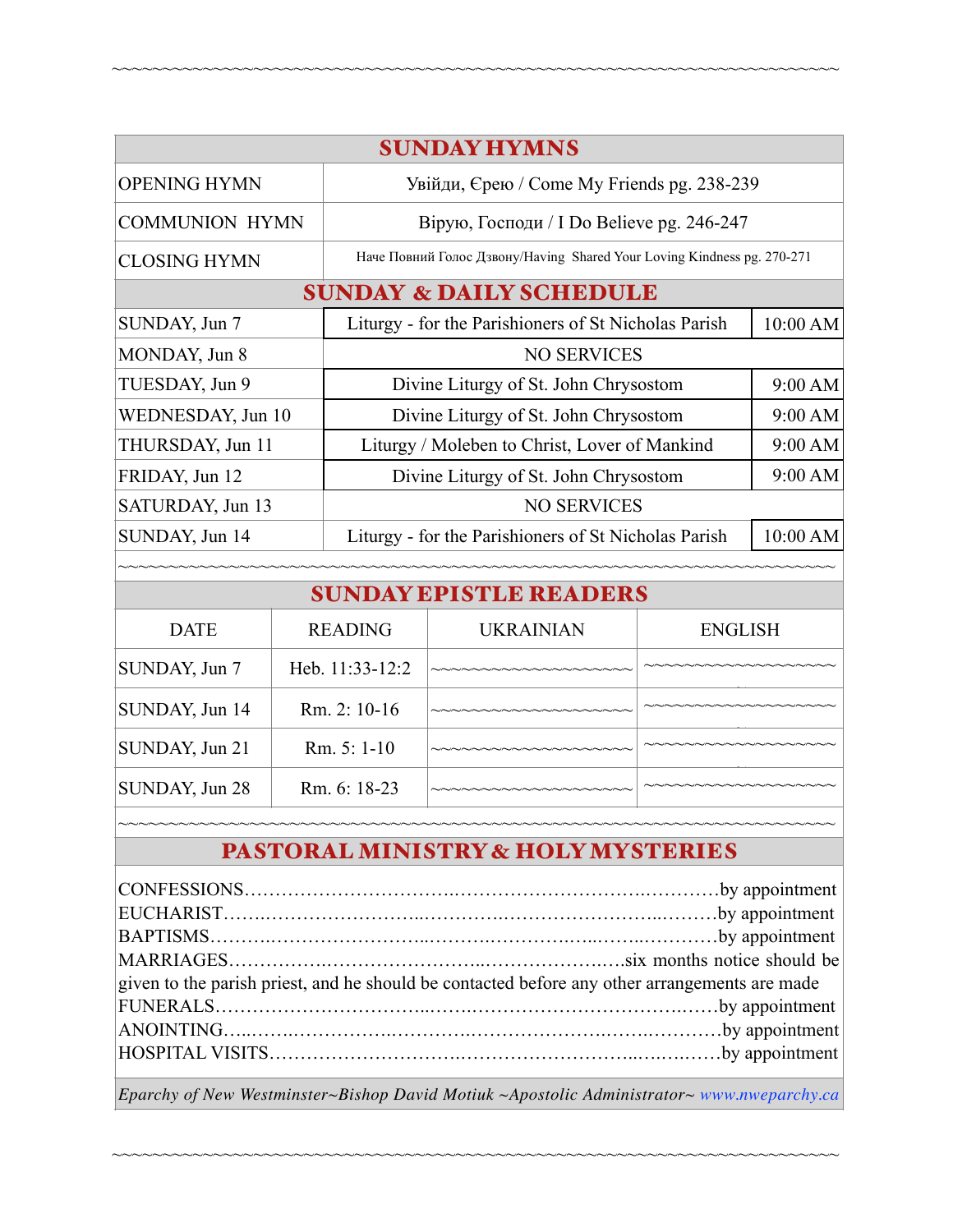## SUNDAY HYMNS

| | |
|---|---|
| OPENING HYMN | Увійди, Єрею / Come My Friends pg. 238-239 |
| COMMUNION HYMN | Вірую, Господи / I Do Believe pg. 246-247 |
| CLOSING HYMN | Наче Повний Голос Дзвону/Having Shared Your Loving Kindness pg. 270-271 |

## SUNDAY & DAILY SCHEDULE

| | | |
|---|---|---|
| SUNDAY, Jun 7 | Liturgy - for the Parishioners of St Nicholas Parish | 10:00 AM |
| MONDAY, Jun 8 | NO SERVICES | |
| TUESDAY, Jun 9 | Divine Liturgy of St. John Chrysostom | 9:00 AM |
| WEDNESDAY, Jun 10 | Divine Liturgy of St. John Chrysostom | 9:00 AM |
| THURSDAY, Jun 11 | Liturgy / Moleben to Christ, Lover of Mankind | 9:00 AM |
| FRIDAY, Jun 12 | Divine Liturgy of St. John Chrysostom | 9:00 AM |
| SATURDAY, Jun 13 | NO SERVICES | |
| SUNDAY, Jun 14 | Liturgy - for the Parishioners of St Nicholas Parish | 10:00 AM |

~~~~~~~~~~~~~~~~~~~~~~~~~~~~~~~~~~~~~~~~~~~~~~~~~~~~~~~~~~~~~~~~

## SUNDAY EPISTLE READERS

| DATE | READING | UKRAINIAN | ENGLISH |
|---|---|---|---|
| SUNDAY, Jun 7 | Heb. 11:33-12:2 | ~~~~~~~~~~~~~~~~~~~~ | ~~~~~~~~~~~~~~~~~~~~ |
| SUNDAY, Jun 14 | Rm. 2: 10-16 | ~~~~~~~~~~~~~~~~~~~~ | ~~~~~~~~~~~~~~~~~~~~ |
| SUNDAY, Jun 21 | Rm. 5: 1-10 | ~~~~~~~~~~~~~~~~~~~~ | ~~~~~~~~~~~~~~~~~~~~ |
| SUNDAY, Jun 28 | Rm. 6: 18-23 | ~~~~~~~~~~~~~~~~~~~~ | ~~~~~~~~~~~~~~~~~~~~ |

~~~~~~~~~~~~~~~~~~~~~~~~~~~~~~~~~~~~~~~~~~~~~~~~~~~~~~~~~~~~~~~~

## PASTORAL MINISTRY & HOLY MYSTERIES

CONFESSIONS……………………………..……………………….…………by appointment
EUCHARIST……..………………………...…………..………………………..………by appointment
BAPTISMS………..……………………...………..……………..…...……..…………by appointment
MARRIAGES………………..……………………..…………………..….six months notice should be given to the parish priest, and he should be contacted before any other arrangements are made
FUNERALS……………………………...……..…………………………….……by appointment
ANOINTING…..……..……………..…………..…………………..……..…………by appointment
HOSPITAL VISITS………………………….……………………...…….….……by appointment

*Eparchy of New Westminster~Bishop David Motiuk ~Apostolic Administrator~ www.nweparchy.ca*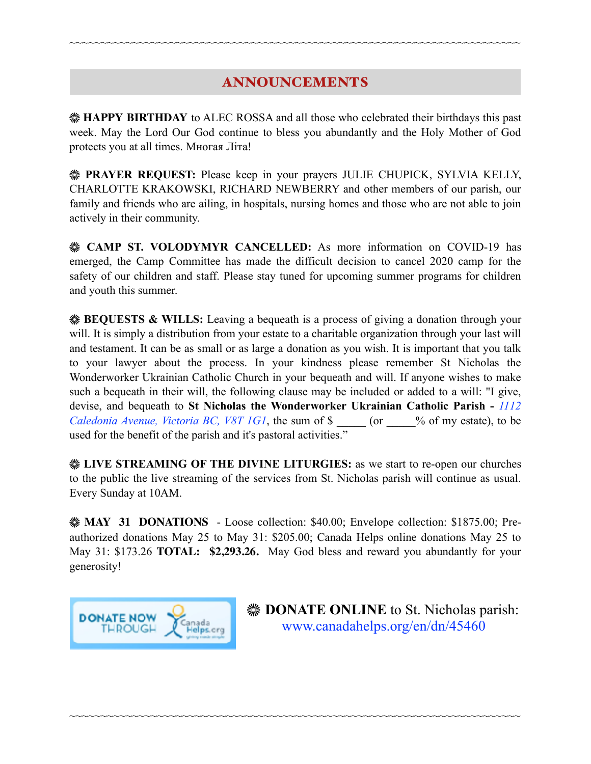~~~~~~~~~~~~~~~~~~~~~~~~~~~~~~~~~~~~~~~~~~~~~~~~~~~~~~~~~~~~~~~~~~~~~~~~~~

## ANNOUNCEMENTS

❋ **HAPPY BIRTHDAY** to ALEC ROSSA and all those who celebrated their birthdays this past week. May the Lord Our God continue to bless you abundantly and the Holy Mother of God protects you at all times. Многая Літа!

❋ **PRAYER REQUEST:** Please keep in your prayers JULIE CHUPICK, SYLVIA KELLY, CHARLOTTE KRAKOWSKI, RICHARD NEWBERRY and other members of our parish, our family and friends who are ailing, in hospitals, nursing homes and those who are not able to join actively in their community.

❋ **CAMP ST. VOLODYMYR CANCELLED:** As more information on COVID-19 has emerged, the Camp Committee has made the difficult decision to cancel 2020 camp for the safety of our children and staff. Please stay tuned for upcoming summer programs for children and youth this summer.

❋ **BEQUESTS & WILLS:** Leaving a bequeath is a process of giving a donation through your will. It is simply a distribution from your estate to a charitable organization through your last will and testament. It can be as small or as large a donation as you wish. It is important that you talk to your lawyer about the process. In your kindness please remember St Nicholas the Wonderworker Ukrainian Catholic Church in your bequeath and will. If anyone wishes to make such a bequeath in their will, the following clause may be included or added to a will: "I give, devise, and bequeath to **St Nicholas the Wonderworker Ukrainian Catholic Parish -** *1112 Caledonia Avenue, Victoria BC, V8T 1G1*, the sum of $ _____ (or _____% of my estate), to be used for the benefit of the parish and it's pastoral activities."

❋ **LIVE STREAMING OF THE DIVINE LITURGIES:** as we start to re-open our churches to the public the live streaming of the services from St. Nicholas parish will continue as usual. Every Sunday at 10AM.

❋ **MAY 31 DONATIONS** - Loose collection: $40.00; Envelope collection: $1875.00; Pre-authorized donations May 25 to May 31: $205.00; Canada Helps online donations May 25 to May 31: $173.26 **TOTAL: $2,293.26.** May God bless and reward you abundantly for your generosity!

DONATE NOW THROUGH CanadaHelps.org

❋ **DONATE ONLINE** to St. Nicholas parish: www.canadahelps.org/en/dn/45460

~~~~~~~~~~~~~~~~~~~~~~~~~~~~~~~~~~~~~~~~~~~~~~~~~~~~~~~~~~~~~~~~~~~~~~~~~~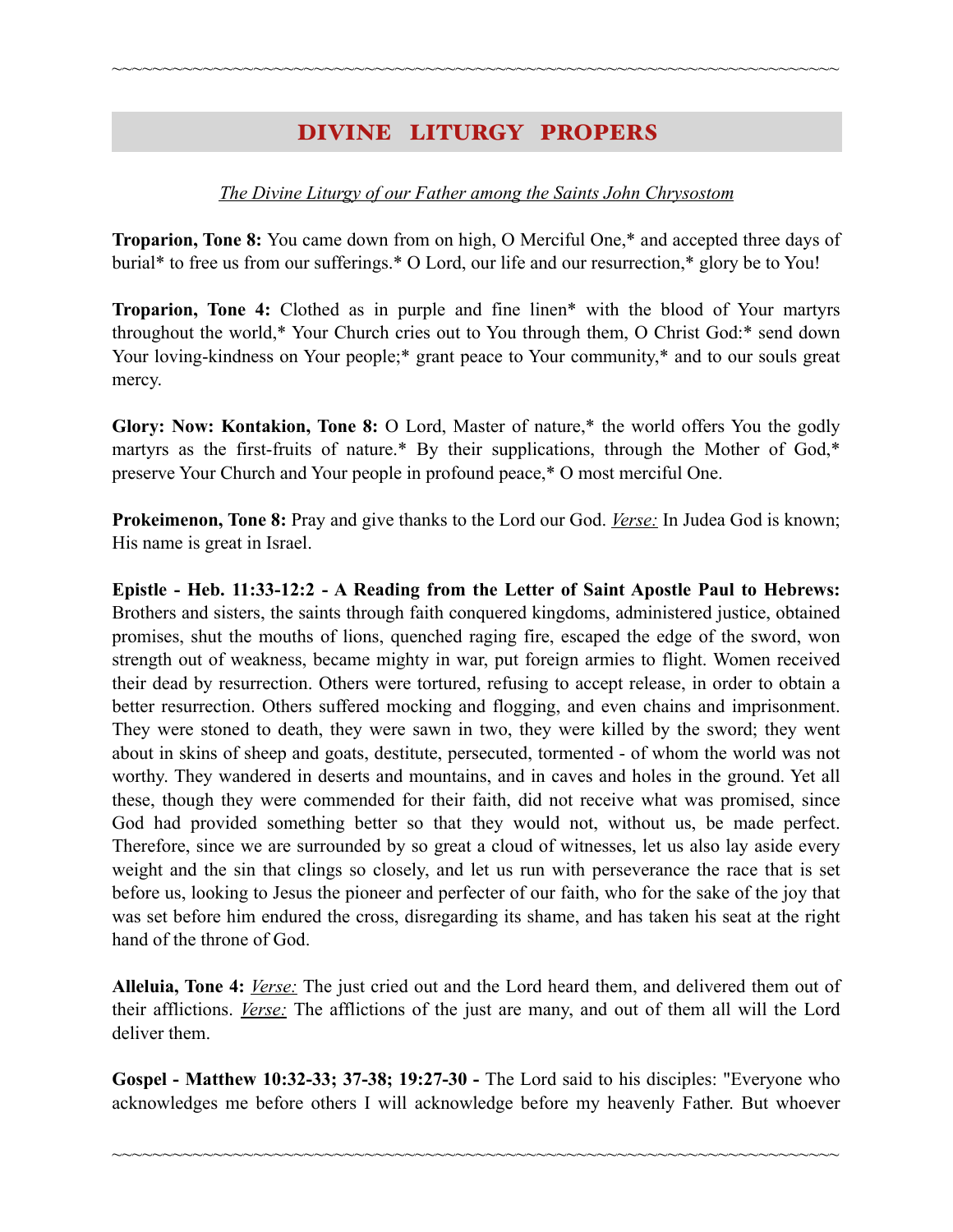## DIVINE LITURGY PROPERS

*The Divine Liturgy of our Father among the Saints John Chrysostom*

**Troparion, Tone 8:** You came down from on high, O Merciful One,* and accepted three days of burial* to free us from our sufferings.* O Lord, our life and our resurrection,* glory be to You!

**Troparion, Tone 4:** Clothed as in purple and fine linen* with the blood of Your martyrs throughout the world,* Your Church cries out to You through them, O Christ God:* send down Your loving-kindness on Your people;* grant peace to Your community,* and to our souls great mercy.

**Glory: Now: Kontakion, Tone 8:** O Lord, Master of nature,* the world offers You the godly martyrs as the first-fruits of nature.* By their supplications, through the Mother of God,* preserve Your Church and Your people in profound peace,* O most merciful One.

**Prokeimenon, Tone 8:** Pray and give thanks to the Lord our God. *Verse:* In Judea God is known; His name is great in Israel.

**Epistle - Heb. 11:33-12:2 - A Reading from the Letter of Saint Apostle Paul to Hebrews:** Brothers and sisters, the saints through faith conquered kingdoms, administered justice, obtained promises, shut the mouths of lions, quenched raging fire, escaped the edge of the sword, won strength out of weakness, became mighty in war, put foreign armies to flight. Women received their dead by resurrection. Others were tortured, refusing to accept release, in order to obtain a better resurrection. Others suffered mocking and flogging, and even chains and imprisonment. They were stoned to death, they were sawn in two, they were killed by the sword; they went about in skins of sheep and goats, destitute, persecuted, tormented - of whom the world was not worthy. They wandered in deserts and mountains, and in caves and holes in the ground. Yet all these, though they were commended for their faith, did not receive what was promised, since God had provided something better so that they would not, without us, be made perfect. Therefore, since we are surrounded by so great a cloud of witnesses, let us also lay aside every weight and the sin that clings so closely, and let us run with perseverance the race that is set before us, looking to Jesus the pioneer and perfecter of our faith, who for the sake of the joy that was set before him endured the cross, disregarding its shame, and has taken his seat at the right hand of the throne of God.

**Alleluia, Tone 4:** *Verse:* The just cried out and the Lord heard them, and delivered them out of their afflictions. *Verse:* The afflictions of the just are many, and out of them all will the Lord deliver them.

**Gospel - Matthew 10:32-33; 37-38; 19:27-30 -** The Lord said to his disciples: "Everyone who acknowledges me before others I will acknowledge before my heavenly Father. But whoever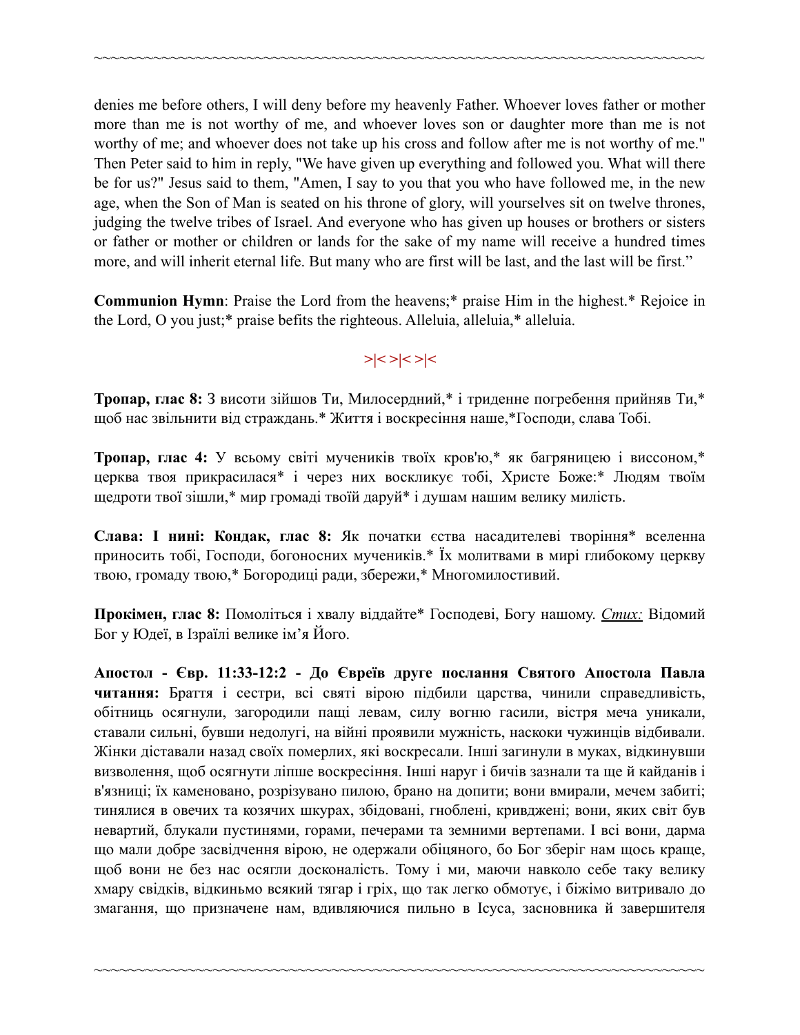denies me before others, I will deny before my heavenly Father. Whoever loves father or mother more than me is not worthy of me, and whoever loves son or daughter more than me is not worthy of me; and whoever does not take up his cross and follow after me is not worthy of me." Then Peter said to him in reply, "We have given up everything and followed you. What will there be for us?" Jesus said to them, "Amen, I say to you that you who have followed me, in the new age, when the Son of Man is seated on his throne of glory, will yourselves sit on twelve thrones, judging the twelve tribes of Israel. And everyone who has given up houses or brothers or sisters or father or mother or children or lands for the sake of my name will receive a hundred times more, and will inherit eternal life. But many who are first will be last, and the last will be first."

**Communion Hymn**: Praise the Lord from the heavens;* praise Him in the highest.* Rejoice in the Lord, O you just;* praise befits the righteous. Alleluia, alleluia,* alleluia.

>|< >|< >|<

**Тропар, глас 8:** З висоти зійшов Ти, Милосердний,* і триденне погребення прийняв Ти,* щоб нас звільнити від страждань.* Життя і воскресіння наше,*Господи, слава Тобі.

**Тропар, глас 4:** У всьому світі мучеників твоїх кров'ю,* як багряницею і виссоном,* церква твоя прикрасилася* і через них восклицає тобі, Христе Боже:* Людям твоїм щедроти твої зішли,* мир громаді твоїй даруй* і душам нашим велику милість.

**Слава: І нині: Кондак, глас 8:** Як початки єства насадителеві творіння* вселенна приносить тобі, Господи, богоносних мучеників.* Їх молитвами в мирі глибокому церкву твою, громаду твою,* Богородиці ради, збережи,* Многомилостивий.

**Прокімен, глас 8:** Помоліться і хвалу віддайте* Господеві, Богу нашому. *Стих:* Відомий Бог у Юдеї, в Ізраїлі велике ім'я Його.

**Апостол - Євр. 11:33-12:2 - До Євреїв друге послання Святого Апостола Павла читання:** Браття і сестри, всі святі вірою підбили царства, чинили справедливість, обітниць осягнули, загородили пащі левам, силу вогню гасили, вістря меча уникали, ставали сильні, бувши недолугі, на війні проявили мужність, наскоки чужинців відбивали. Жінки діставали назад своїх померлих, які воскресали. Інші загинули в муках, відкинувши визволення, щоб осягнути ліпше воскресіння. Інші наруг і бичів зазнали та ще й кайданів і в'язниці; їх каменовано, розрізувано пилою, брано на допити; вони вмирали, мечем забиті; тинялися в овечих та козячих шкурах, збідовані, гноблені, кривджені; вони, яких світ був невартий, блукали пустинями, горами, печерами та земними вертепами. І всі вони, дарма що мали добре засвідчення вірою, не одержали обіцяного, бо Бог зберіг нам щось краще, щоб вони не без нас осягли досконалість. Тому і ми, маючи навколо себе таку велику хмару свідків, відкиньмо всякий тягар і гріх, що так легко обмотує, і біжімо витривало до змагання, що призначене нам, вдивляючися пильно в Ісуса, засновника й завершителя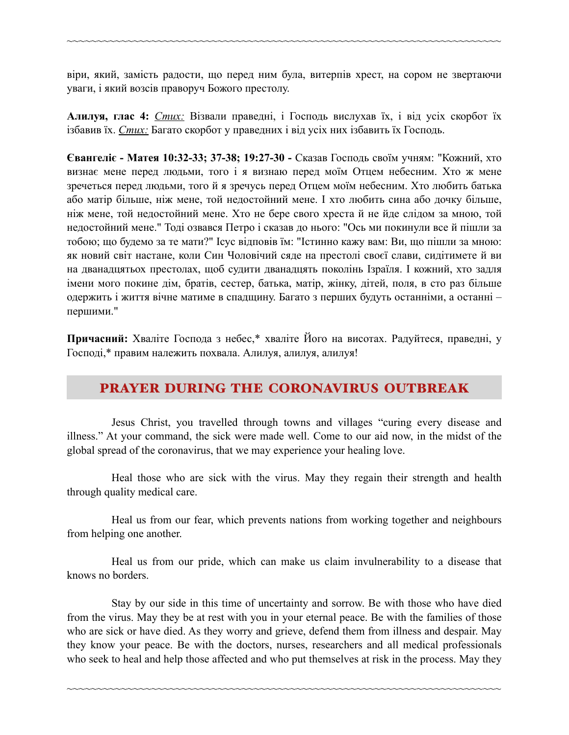віри, який, замість радости, що перед ним була, витерпів хрест, на сором не звертаючи уваги, і який возсів праворуч Божого престолу.

**Алилуя, глас 4:** *Стих:* Візвали праведні, і Господь вислухав їх, і від усіх скорбот їх ізбавив їх. *Стих:* Багато скорбот у праведних і від усіх них ізбавить їх Господь.

**Євангеліє - Матея 10:32-33; 37-38; 19:27-30 -** Сказав Господь своїм учням: "Кожний, хто визнає мене перед людьми, того і я визнаю перед моїм Отцем небесним. Хто ж мене зречеться перед людьми, того й я зречусь перед Отцем моїм небесним. Хто любить батька або матір більше, ніж мене, той недостойний мене. І хто любить сина або дочку більше, ніж мене, той недостойний мене. Хто не бере свого хреста й не йде слідом за мною, той недостойний мене." Тоді озвався Петро і сказав до нього: "Ось ми покинули все й пішли за тобою; що будемо за те мати?" Ісус відповів їм: "Істинно кажу вам: Ви, що пішли за мною: як новий світ настане, коли Син Чоловічий сяде на престолі своєї слави, сидітимете й ви на дванадцятьох престолах, щоб судити дванадцять поколінь Ізраїля. І кожний, хто задля імени мого покине дім, братів, сестер, батька, матір, жінку, дітей, поля, в сто раз більше одержить і життя вічне матиме в спадщину. Багато з перших будуть останніми, а останні – першими."

**Причасний:** Хваліте Господа з небес,* хваліте Його на висотах. Радуйтеся, праведні, у Господі,* правим належить похвала. Алилуя, алилуя, алилуя!

## PRAYER DURING THE CORONAVIRUS OUTBREAK

Jesus Christ, you travelled through towns and villages "curing every disease and illness." At your command, the sick were made well. Come to our aid now, in the midst of the global spread of the coronavirus, that we may experience your healing love.

Heal those who are sick with the virus. May they regain their strength and health through quality medical care.

Heal us from our fear, which prevents nations from working together and neighbours from helping one another.

Heal us from our pride, which can make us claim invulnerability to a disease that knows no borders.

Stay by our side in this time of uncertainty and sorrow. Be with those who have died from the virus. May they be at rest with you in your eternal peace. Be with the families of those who are sick or have died. As they worry and grieve, defend them from illness and despair. May they know your peace. Be with the doctors, nurses, researchers and all medical professionals who seek to heal and help those affected and who put themselves at risk in the process. May they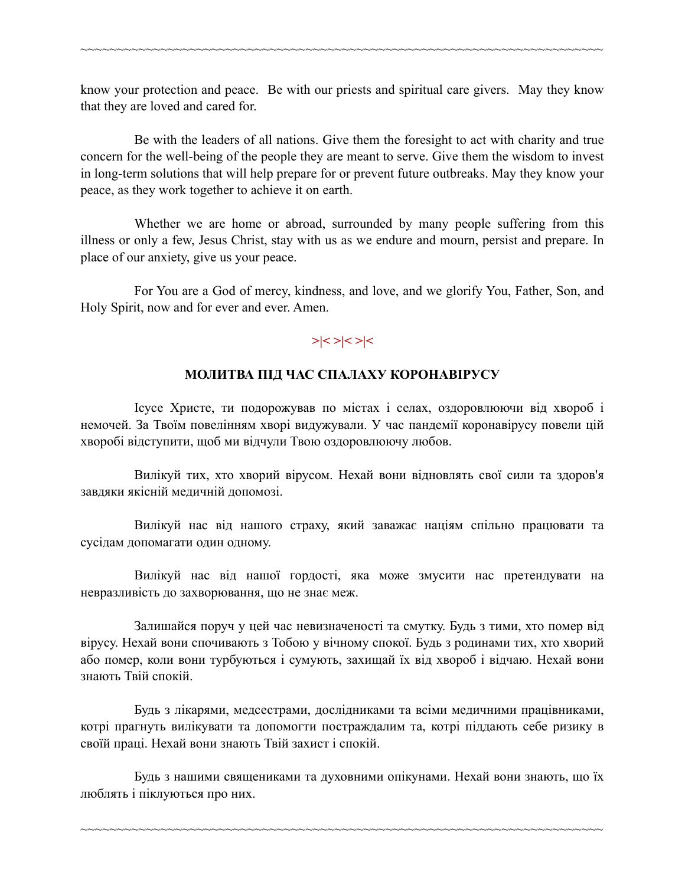know your protection and peace. Be with our priests and spiritual care givers. May they know that they are loved and cared for.

Be with the leaders of all nations. Give them the foresight to act with charity and true concern for the well-being of the people they are meant to serve. Give them the wisdom to invest in long-term solutions that will help prepare for or prevent future outbreaks. May they know your peace, as they work together to achieve it on earth.

Whether we are home or abroad, surrounded by many people suffering from this illness or only a few, Jesus Christ, stay with us as we endure and mourn, persist and prepare. In place of our anxiety, give us your peace.

For You are a God of mercy, kindness, and love, and we glorify You, Father, Son, and Holy Spirit, now and for ever and ever. Amen.

>|< >|< >|<

**МОЛИТВА ПІД ЧАС СПАЛАХУ КОРОНАВІРУСУ**

Ісусе Христе, ти подорожував по містах і селах, оздоровлюючи від хвороб і немочей. За Твоїм повелінням хворі видужували. У час пандемії коронавірусу повели цій хворобі відступити, щоб ми відчули Твою оздоровлюючу любов.

Вилікуй тих, хто хворий вірусом. Нехай вони відновлять свої сили та здоров'я завдяки якісній медичній допомозі.

Вилікуй нас від нашого страху, який заважає націям спільно працювати та сусідам допомагати один одному.

Вилікуй нас від нашої гордості, яка може змусити нас претендувати на невразливість до захворювання, що не знає меж.

Залишайся поруч у цей час невизначеності та смутку. Будь з тими, хто помер від вірусу. Нехай вони спочивають з Тобою у вічному спокої. Будь з родинами тих, хто хворий або помер, коли вони турбуються і сумують, захищай їх від хвороб і відчаю. Нехай вони знають Твій спокій.

Будь з лікарями, медсестрами, дослідниками та всіми медичними працівниками, котрі прагнуть вилікувати та допомогти постраждалим та, котрі піддають себе ризику в своїй праці. Нехай вони знають Твій захист і спокій.

Будь з нашими священиками та духовними опікунами. Нехай вони знають, що їх люблять і піклуються про них.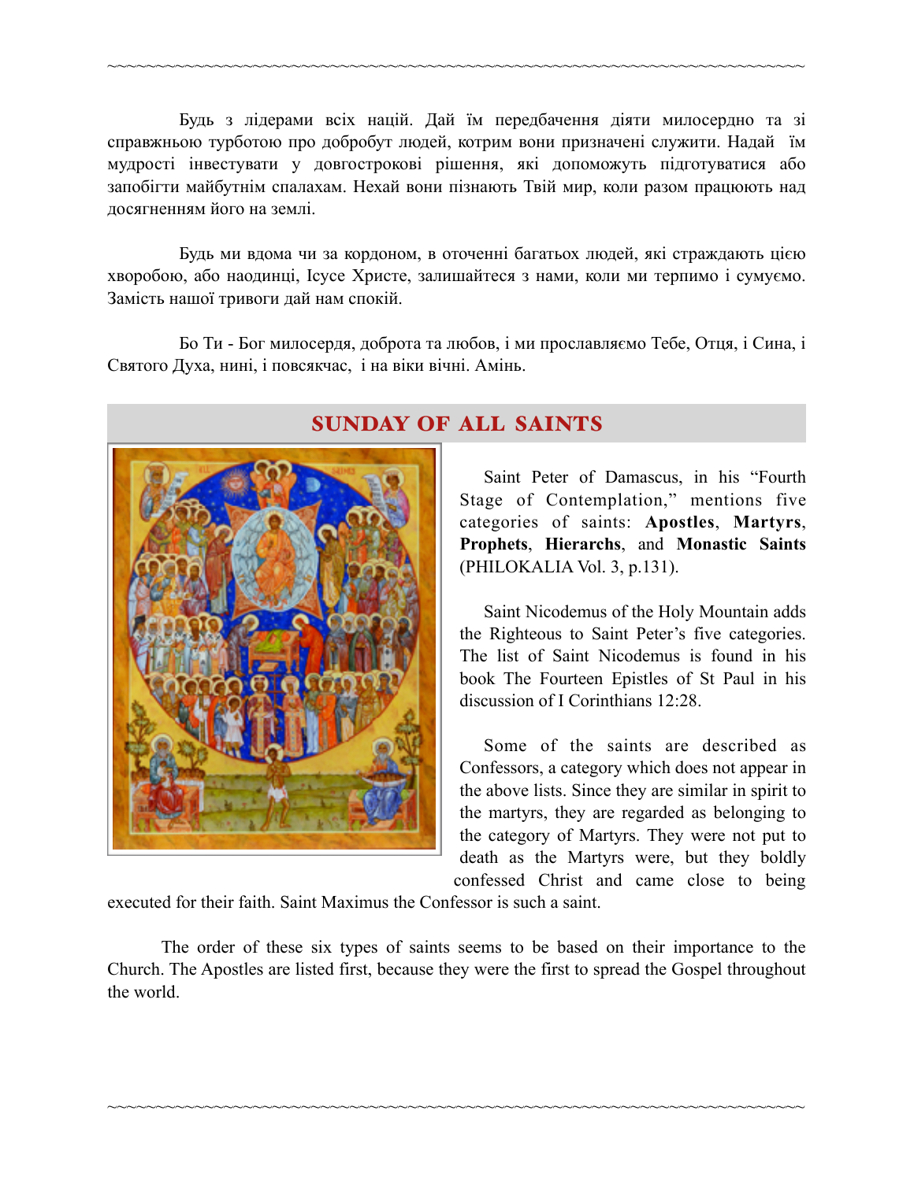Будь з лідерами всіх націй. Дай їм передбачення діяти милосердно та зі справжньою турботою про добробут людей, котрим вони призначені служити. Надай їм мудрості інвестувати у довгострокові рішення, які допоможуть підготуватися або запобігти майбутнім спалахам. Нехай вони пізнають Твій мир, коли разом працюють над досягненням його на землі.

Будь ми вдома чи за кордоном, в оточенні багатьох людей, які страждають цією хворобою, або наодинці, Ісусе Христе, залишайтеся з нами, коли ми терпимо і сумуємо. Замість нашої тривоги дай нам спокій.

Бо Ти - Бог милосердя, доброта та любов, і ми прославляємо Тебе, Отця, і Сина, і Святого Духа, нині, і повсякчас, і на віки вічні. Амінь.

## SUNDAY OF ALL SAINTS

Saint Peter of Damascus, in his "Fourth Stage of Contemplation," mentions five categories of saints: **Apostles**, **Martyrs**, **Prophets**, **Hierarchs**, and **Monastic Saints** (PHILOKALIA Vol. 3, p.131).

Saint Nicodemus of the Holy Mountain adds the Righteous to Saint Peter's five categories. The list of Saint Nicodemus is found in his book The Fourteen Epistles of St Paul in his discussion of I Corinthians 12:28.

Some of the saints are described as Confessors, a category which does not appear in the above lists. Since they are similar in spirit to the martyrs, they are regarded as belonging to the category of Martyrs. They were not put to death as the Martyrs were, but they boldly confessed Christ and came close to being executed for their faith. Saint Maximus the Confessor is such a saint.

The order of these six types of saints seems to be based on their importance to the Church. The Apostles are listed first, because they were the first to spread the Gospel throughout the world.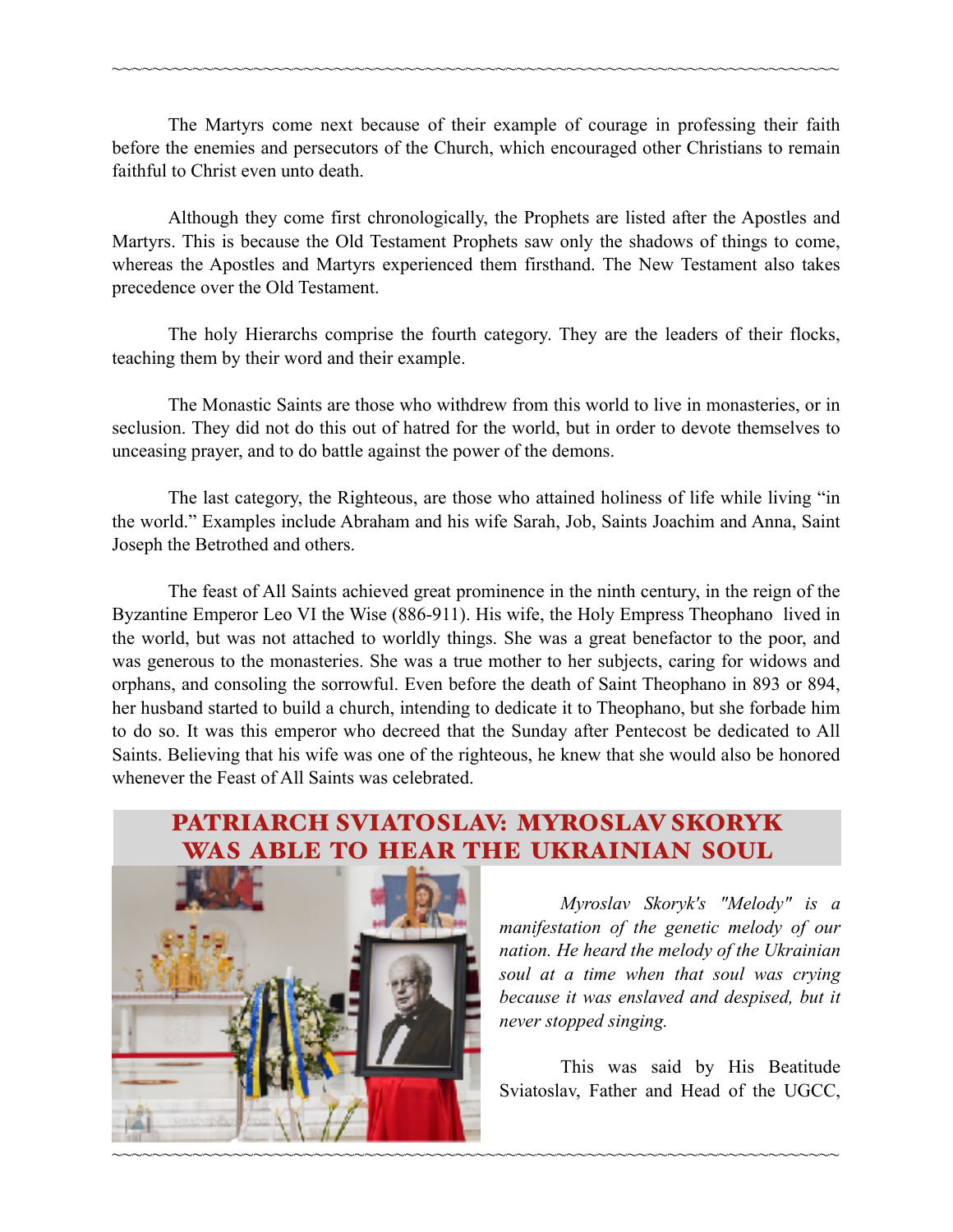The Martyrs come next because of their example of courage in professing their faith before the enemies and persecutors of the Church, which encouraged other Christians to remain faithful to Christ even unto death.

Although they come first chronologically, the Prophets are listed after the Apostles and Martyrs. This is because the Old Testament Prophets saw only the shadows of things to come, whereas the Apostles and Martyrs experienced them firsthand. The New Testament also takes precedence over the Old Testament.

The holy Hierarchs comprise the fourth category. They are the leaders of their flocks, teaching them by their word and their example.

The Monastic Saints are those who withdrew from this world to live in monasteries, or in seclusion. They did not do this out of hatred for the world, but in order to devote themselves to unceasing prayer, and to do battle against the power of the demons.

The last category, the Righteous, are those who attained holiness of life while living "in the world." Examples include Abraham and his wife Sarah, Job, Saints Joachim and Anna, Saint Joseph the Betrothed and others.

The feast of All Saints achieved great prominence in the ninth century, in the reign of the Byzantine Emperor Leo VI the Wise (886-911). His wife, the Holy Empress Theophano lived in the world, but was not attached to worldly things. She was a great benefactor to the poor, and was generous to the monasteries. She was a true mother to her subjects, caring for widows and orphans, and consoling the sorrowful. Even before the death of Saint Theophano in 893 or 894, her husband started to build a church, intending to dedicate it to Theophano, but she forbade him to do so. It was this emperor who decreed that the Sunday after Pentecost be dedicated to All Saints. Believing that his wife was one of the righteous, he knew that she would also be honored whenever the Feast of All Saints was celebrated.

## PATRIARCH SVIATOSLAV: MYROSLAV SKORYK WAS ABLE TO HEAR THE UKRAINIAN SOUL

*Myroslav Skoryk's "Melody" is a manifestation of the genetic melody of our nation. He heard the melody of the Ukrainian soul at a time when that soul was crying because it was enslaved and despised, but it never stopped singing.*

This was said by His Beatitude Sviatoslav, Father and Head of the UGCC,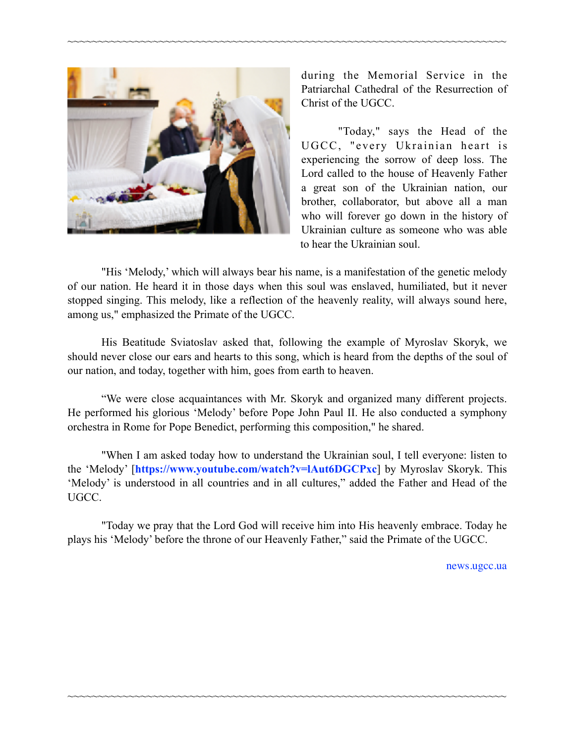during the Memorial Service in the Patriarchal Cathedral of the Resurrection of Christ of the UGCC.

"Today," says the Head of the UGCC, "every Ukrainian heart is experiencing the sorrow of deep loss. The Lord called to the house of Heavenly Father a great son of the Ukrainian nation, our brother, collaborator, but above all a man who will forever go down in the history of Ukrainian culture as someone who was able to hear the Ukrainian soul.

"His 'Melody,' which will always bear his name, is a manifestation of the genetic melody of our nation. He heard it in those days when this soul was enslaved, humiliated, but it never stopped singing. This melody, like a reflection of the heavenly reality, will always sound here, among us," emphasized the Primate of the UGCC.

His Beatitude Sviatoslav asked that, following the example of Myroslav Skoryk, we should never close our ears and hearts to this song, which is heard from the depths of the soul of our nation, and today, together with him, goes from earth to heaven.

"We were close acquaintances with Mr. Skoryk and organized many different projects. He performed his glorious 'Melody' before Pope John Paul II. He also conducted a symphony orchestra in Rome for Pope Benedict, performing this composition," he shared.

"When I am asked today how to understand the Ukrainian soul, I tell everyone: listen to the 'Melody' [**https://www.youtube.com/watch?v=lAut6DGCPxc**] by Myroslav Skoryk. This 'Melody' is understood in all countries and in all cultures," added the Father and Head of the UGCC.

"Today we pray that the Lord God will receive him into His heavenly embrace. Today he plays his 'Melody' before the throne of our Heavenly Father," said the Primate of the UGCC.

news.ugcc.ua